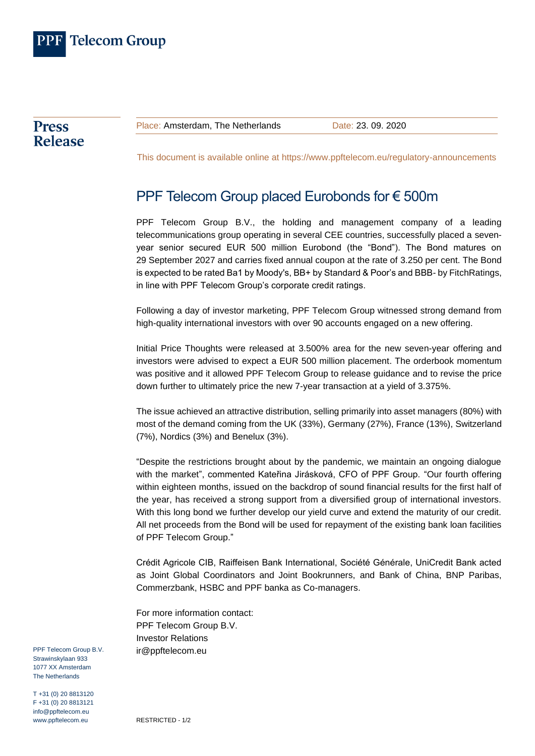PPF Telecom Group

**Press Release**

Place: Amsterdam, The Netherlands | Date: 23. 09. 2020

This document is available online at https://www.ppftelecom.eu/regulatory-announcements

# PPF Telecom Group placed Eurobonds for € 500m

PPF Telecom Group B.V., the holding and management company of a leading telecommunications group operating in several CEE countries, successfully placed a seven-year senior secured EUR 500 million Eurobond (the "Bond"). The Bond matures on 29 September 2027 and carries fixed annual coupon at the rate of 3.250 per cent. The Bond is expected to be rated Ba1 by Moody's, BB+ by Standard & Poor's and BBB- by FitchRatings, in line with PPF Telecom Group's corporate credit ratings.

Following a day of investor marketing, PPF Telecom Group witnessed strong demand from high-quality international investors with over 90 accounts engaged on a new offering.

Initial Price Thoughts were released at 3.500% area for the new seven-year offering and investors were advised to expect a EUR 500 million placement. The orderbook momentum was positive and it allowed PPF Telecom Group to release guidance and to revise the price down further to ultimately price the new 7-year transaction at a yield of 3.375%.

The issue achieved an attractive distribution, selling primarily into asset managers (80%) with most of the demand coming from the UK (33%), Germany (27%), France (13%), Switzerland (7%), Nordics (3%) and Benelux (3%).

"Despite the restrictions brought about by the pandemic, we maintain an ongoing dialogue with the market", commented Kateřina Jirásková, CFO of PPF Group. "Our fourth offering within eighteen months, issued on the backdrop of sound financial results for the first half of the year, has received a strong support from a diversified group of international investors. With this long bond we further develop our yield curve and extend the maturity of our credit. All net proceeds from the Bond will be used for repayment of the existing bank loan facilities of PPF Telecom Group."

Crédit Agricole CIB, Raiffeisen Bank International, Société Générale, UniCredit Bank acted as Joint Global Coordinators and Joint Bookrunners, and Bank of China, BNP Paribas, Commerzbank, HSBC and PPF banka as Co-managers.

For more information contact:
PPF Telecom Group B.V.
Investor Relations
ir@ppftelecom.eu

PPF Telecom Group B.V.
Strawinskylaan 933
1077 XX Amsterdam
The Netherlands

T +31 (0) 20 8813120
F +31 (0) 20 8813121
info@ppftelecom.eu
www.ppftelecom.eu

RESTRICTED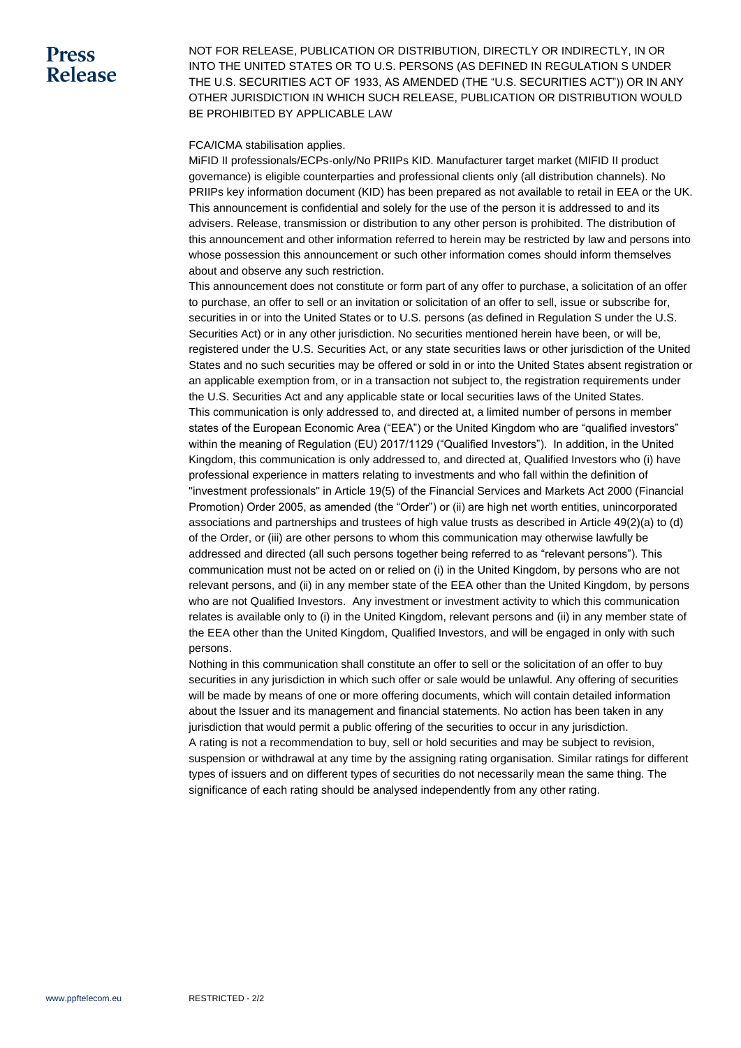NOT FOR RELEASE, PUBLICATION OR DISTRIBUTION, DIRECTLY OR INDIRECTLY, IN OR INTO THE UNITED STATES OR TO U.S. PERSONS (AS DEFINED IN REGULATION S UNDER THE U.S. SECURITIES ACT OF 1933, AS AMENDED (THE "U.S. SECURITIES ACT")) OR IN ANY OTHER JURISDICTION IN WHICH SUCH RELEASE, PUBLICATION OR DISTRIBUTION WOULD BE PROHIBITED BY APPLICABLE LAW

FCA/ICMA stabilisation applies.

MiFID II professionals/ECPs-only/No PRIIPs KID. Manufacturer target market (MIFID II product governance) is eligible counterparties and professional clients only (all distribution channels). No PRIIPs key information document (KID) has been prepared as not available to retail in EEA or the UK. This announcement is confidential and solely for the use of the person it is addressed to and its advisers. Release, transmission or distribution to any other person is prohibited. The distribution of this announcement and other information referred to herein may be restricted by law and persons into whose possession this announcement or such other information comes should inform themselves about and observe any such restriction.

This announcement does not constitute or form part of any offer to purchase, a solicitation of an offer to purchase, an offer to sell or an invitation or solicitation of an offer to sell, issue or subscribe for, securities in or into the United States or to U.S. persons (as defined in Regulation S under the U.S. Securities Act) or in any other jurisdiction. No securities mentioned herein have been, or will be, registered under the U.S. Securities Act, or any state securities laws or other jurisdiction of the United States and no such securities may be offered or sold in or into the United States absent registration or an applicable exemption from, or in a transaction not subject to, the registration requirements under the U.S. Securities Act and any applicable state or local securities laws of the United States.

This communication is only addressed to, and directed at, a limited number of persons in member states of the European Economic Area ("EEA") or the United Kingdom who are "qualified investors" within the meaning of Regulation (EU) 2017/1129 ("Qualified Investors"). In addition, in the United Kingdom, this communication is only addressed to, and directed at, Qualified Investors who (i) have professional experience in matters relating to investments and who fall within the definition of "investment professionals" in Article 19(5) of the Financial Services and Markets Act 2000 (Financial Promotion) Order 2005, as amended (the "Order") or (ii) are high net worth entities, unincorporated associations and partnerships and trustees of high value trusts as described in Article 49(2)(a) to (d) of the Order, or (iii) are other persons to whom this communication may otherwise lawfully be addressed and directed (all such persons together being referred to as "relevant persons"). This communication must not be acted on or relied on (i) in the United Kingdom, by persons who are not relevant persons, and (ii) in any member state of the EEA other than the United Kingdom, by persons who are not Qualified Investors. Any investment or investment activity to which this communication relates is available only to (i) in the United Kingdom, relevant persons and (ii) in any member state of the EEA other than the United Kingdom, Qualified Investors, and will be engaged in only with such persons.

Nothing in this communication shall constitute an offer to sell or the solicitation of an offer to buy securities in any jurisdiction in which such offer or sale would be unlawful. Any offering of securities will be made by means of one or more offering documents, which will contain detailed information about the Issuer and its management and financial statements. No action has been taken in any jurisdiction that would permit a public offering of the securities to occur in any jurisdiction.

A rating is not a recommendation to buy, sell or hold securities and may be subject to revision, suspension or withdrawal at any time by the assigning rating organisation. Similar ratings for different types of issuers and on different types of securities do not necessarily mean the same thing. The significance of each rating should be analysed independently from any other rating.